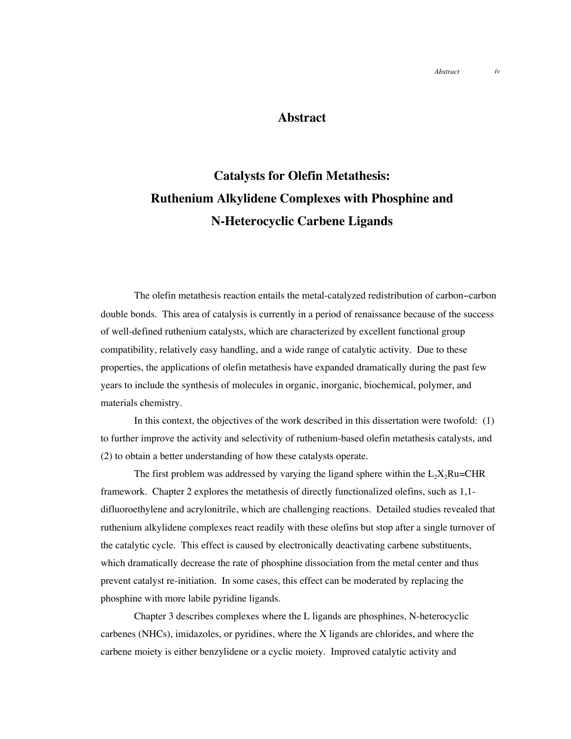# Abstract

## Catalysts for Olefin Metathesis: Ruthenium Alkylidene Complexes with Phosphine and N-Heterocyclic Carbene Ligands

The olefin metathesis reaction entails the metal-catalyzed redistribution of carbon–carbon double bonds. This area of catalysis is currently in a period of renaissance because of the success of well-defined ruthenium catalysts, which are characterized by excellent functional group compatibility, relatively easy handling, and a wide range of catalytic activity. Due to these properties, the applications of olefin metathesis have expanded dramatically during the past few years to include the synthesis of molecules in organic, inorganic, biochemical, polymer, and materials chemistry.

In this context, the objectives of the work described in this dissertation were twofold: (1) to further improve the activity and selectivity of ruthenium-based olefin metathesis catalysts, and (2) to obtain a better understanding of how these catalysts operate.

The first problem was addressed by varying the ligand sphere within the $L_2X_2Ru{=}CHR$ framework. Chapter 2 explores the metathesis of directly functionalized olefins, such as 1,1-difluoroethylene and acrylonitrile, which are challenging reactions. Detailed studies revealed that ruthenium alkylidene complexes react readily with these olefins but stop after a single turnover of the catalytic cycle. This effect is caused by electronically deactivating carbene substituents, which dramatically decrease the rate of phosphine dissociation from the metal center and thus prevent catalyst re-initiation. In some cases, this effect can be moderated by replacing the phosphine with more labile pyridine ligands.

Chapter 3 describes complexes where the L ligands are phosphines, N-heterocyclic carbenes (NHCs), imidazoles, or pyridines, where the X ligands are chlorides, and where the carbene moiety is either benzylidene or a cyclic moiety. Improved catalytic activity and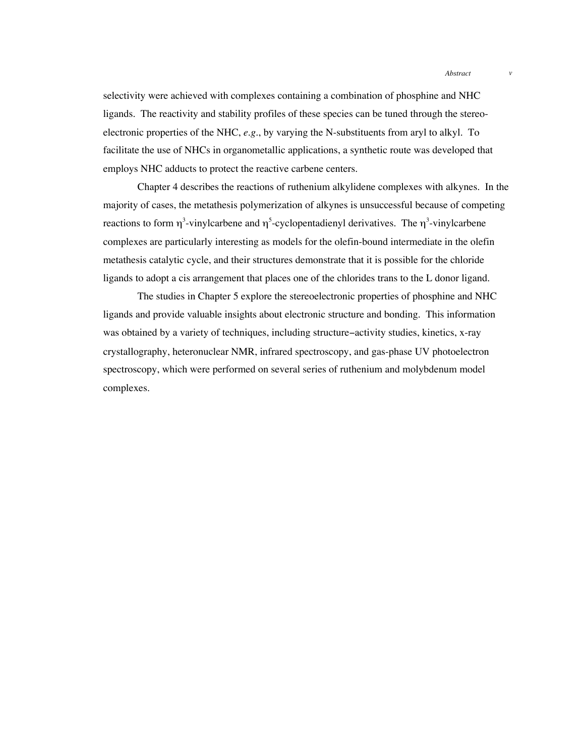selectivity were achieved with complexes containing a combination of phosphine and NHC ligands. The reactivity and stability profiles of these species can be tuned through the stereo-electronic properties of the NHC, *e.g.*, by varying the N-substituents from aryl to alkyl. To facilitate the use of NHCs in organometallic applications, a synthetic route was developed that employs NHC adducts to protect the reactive carbene centers.

Chapter 4 describes the reactions of ruthenium alkylidene complexes with alkynes. In the majority of cases, the metathesis polymerization of alkynes is unsuccessful because of competing reactions to form $\eta^3$-vinylcarbene and $\eta^5$-cyclopentadienyl derivatives. The $\eta^3$-vinylcarbene complexes are particularly interesting as models for the olefin-bound intermediate in the olefin metathesis catalytic cycle, and their structures demonstrate that it is possible for the chloride ligands to adopt a cis arrangement that places one of the chlorides trans to the L donor ligand.

The studies in Chapter 5 explore the stereoelectronic properties of phosphine and NHC ligands and provide valuable insights about electronic structure and bonding. This information was obtained by a variety of techniques, including structure–activity studies, kinetics, x-ray crystallography, heteronuclear NMR, infrared spectroscopy, and gas-phase UV photoelectron spectroscopy, which were performed on several series of ruthenium and molybdenum model complexes.